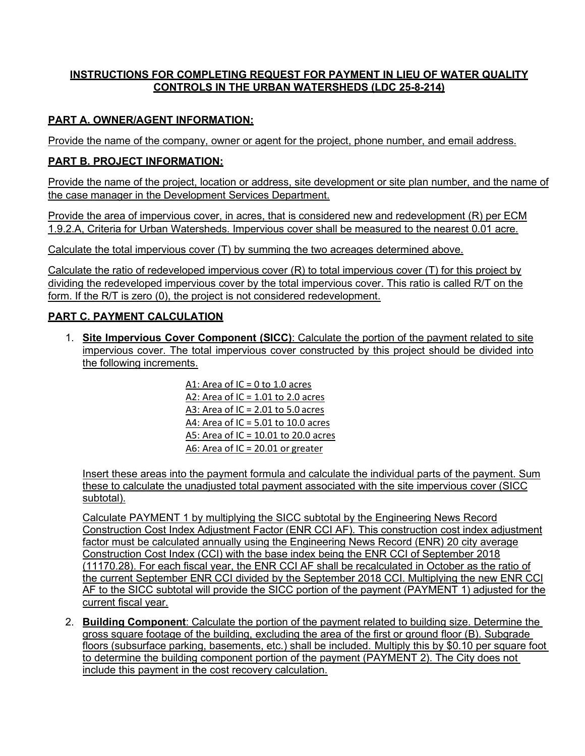# INSTRUCTIONS FOR COMPLETING REQUEST FOR PAYMENT IN LIEU OF WATER QUALITY CONTROLS IN THE URBAN WATERSHEDS (LDC 25-8-214)

## PART A. OWNER/AGENT INFORMATION:

Provide the name of the company, owner or agent for the project, phone number, and email address.

## PART B. PROJECT INFORMATION:

Provide the name of the project, location or address, site development or site plan number, and the name of the case manager in the Development Services Department.

Provide the area of impervious cover, in acres, that is considered new and redevelopment (R) per ECM 1.9.2.A, Criteria for Urban Watersheds. Impervious cover shall be measured to the nearest 0.01 acre.

Calculate the total impervious cover (T) by summing the two acreages determined above.

Calculate the ratio of redeveloped impervious cover (R) to total impervious cover (T) for this project by dividing the redeveloped impervious cover by the total impervious cover. This ratio is called R/T on the form. If the R/T is zero (0), the project is not considered redevelopment.

## PART C. PAYMENT CALCULATION

1. **Site Impervious Cover Component (SICC)**: Calculate the portion of the payment related to site impervious cover. The total impervious cover constructed by this project should be divided into the following increments.

   A1: Area of IC = 0 to 1.0 acres
   A2: Area of IC = 1.01 to 2.0 acres
   A3: Area of IC = 2.01 to 5.0 acres
   A4: Area of IC = 5.01 to 10.0 acres
   A5: Area of IC = 10.01 to 20.0 acres
   A6: Area of IC = 20.01 or greater

   Insert these areas into the payment formula and calculate the individual parts of the payment. Sum these to calculate the unadjusted total payment associated with the site impervious cover (SICC subtotal).

   Calculate PAYMENT 1 by multiplying the SICC subtotal by the Engineering News Record Construction Cost Index Adjustment Factor (ENR CCI AF). This construction cost index adjustment factor must be calculated annually using the Engineering News Record (ENR) 20 city average Construction Cost Index (CCI) with the base index being the ENR CCI of September 2018 (11170.28). For each fiscal year, the ENR CCI AF shall be recalculated in October as the ratio of the current September ENR CCI divided by the September 2018 CCI. Multiplying the new ENR CCI AF to the SICC subtotal will provide the SICC portion of the payment (PAYMENT 1) adjusted for the current fiscal year.

2. **Building Component**: Calculate the portion of the payment related to building size. Determine the gross square footage of the building, excluding the area of the first or ground floor (B). Subgrade floors (subsurface parking, basements, etc.) shall be included. Multiply this by $0.10 per square foot to determine the building component portion of the payment (PAYMENT 2). The City does not include this payment in the cost recovery calculation.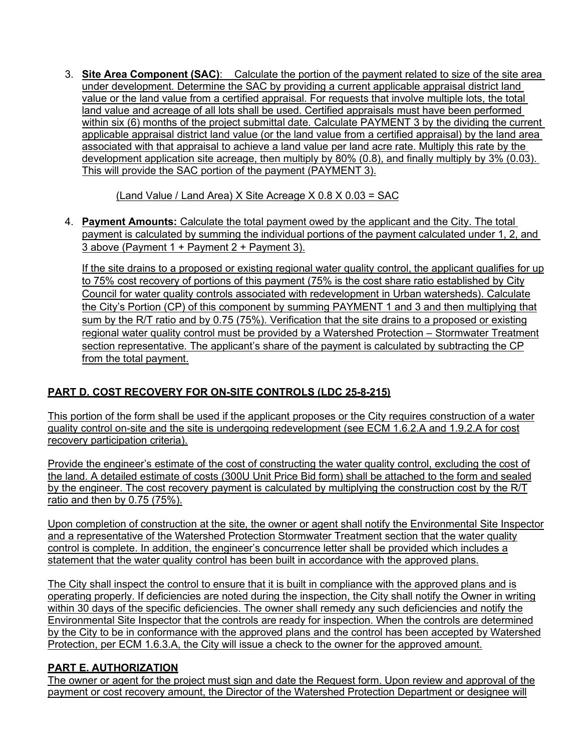3. **Site Area Component (SAC)**: Calculate the portion of the payment related to size of the site area under development. Determine the SAC by providing a current applicable appraisal district land value or the land value from a certified appraisal. For requests that involve multiple lots, the total land value and acreage of all lots shall be used. Certified appraisals must have been performed within six (6) months of the project submittal date. Calculate PAYMENT 3 by the dividing the current applicable appraisal district land value (or the land value from a certified appraisal) by the land area associated with that appraisal to achieve a land value per land acre rate. Multiply this rate by the development application site acreage, then multiply by 80% (0.8), and finally multiply by 3% (0.03). This will provide the SAC portion of the payment (PAYMENT 3).

   $$(\text{Land Value} / \text{Land Area}) \times \text{Site Acreage} \times 0.8 \times 0.03 = \text{SAC}$$

4. **Payment Amounts:** Calculate the total payment owed by the applicant and the City. The total payment is calculated by summing the individual portions of the payment calculated under 1, 2, and 3 above (Payment 1 + Payment 2 + Payment 3).

   If the site drains to a proposed or existing regional water quality control, the applicant qualifies for up to 75% cost recovery of portions of this payment (75% is the cost share ratio established by City Council for water quality controls associated with redevelopment in Urban watersheds). Calculate the City's Portion (CP) of this component by summing PAYMENT 1 and 3 and then multiplying that sum by the R/T ratio and by 0.75 (75%). Verification that the site drains to a proposed or existing regional water quality control must be provided by a Watershed Protection – Stormwater Treatment section representative. The applicant's share of the payment is calculated by subtracting the CP from the total payment.

## PART D. COST RECOVERY FOR ON-SITE CONTROLS (LDC 25-8-215)

This portion of the form shall be used if the applicant proposes or the City requires construction of a water quality control on-site and the site is undergoing redevelopment (see ECM 1.6.2.A and 1.9.2.A for cost recovery participation criteria).

Provide the engineer's estimate of the cost of constructing the water quality control, excluding the cost of the land. A detailed estimate of costs (300U Unit Price Bid form) shall be attached to the form and sealed by the engineer. The cost recovery payment is calculated by multiplying the construction cost by the R/T ratio and then by 0.75 (75%).

Upon completion of construction at the site, the owner or agent shall notify the Environmental Site Inspector and a representative of the Watershed Protection Stormwater Treatment section that the water quality control is complete. In addition, the engineer's concurrence letter shall be provided which includes a statement that the water quality control has been built in accordance with the approved plans.

The City shall inspect the control to ensure that it is built in compliance with the approved plans and is operating properly. If deficiencies are noted during the inspection, the City shall notify the Owner in writing within 30 days of the specific deficiencies. The owner shall remedy any such deficiencies and notify the Environmental Site Inspector that the controls are ready for inspection. When the controls are determined by the City to be in conformance with the approved plans and the control has been accepted by Watershed Protection, per ECM 1.6.3.A, the City will issue a check to the owner for the approved amount.

## PART E. AUTHORIZATION

The owner or agent for the project must sign and date the Request form. Upon review and approval of the payment or cost recovery amount, the Director of the Watershed Protection Department or designee will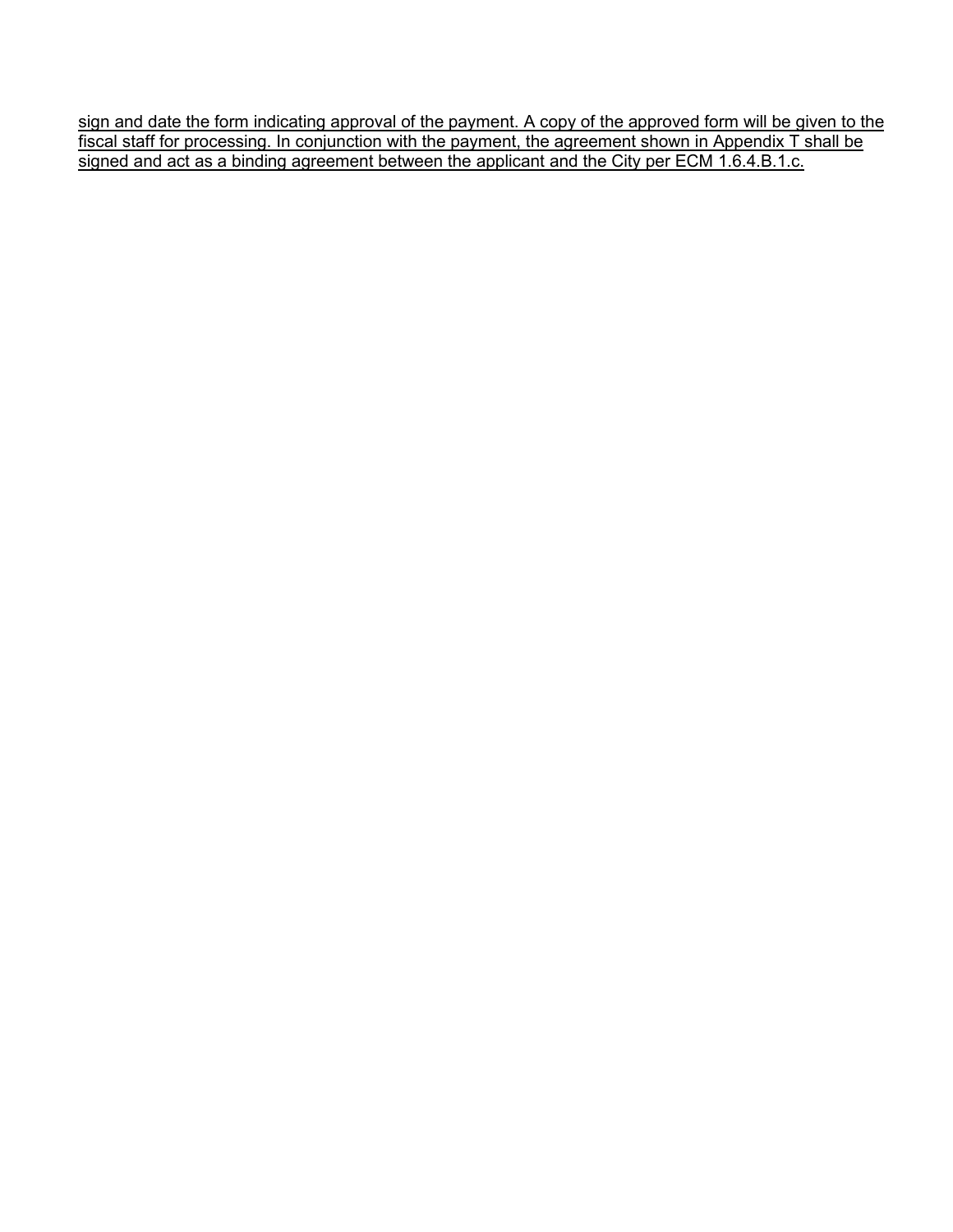<u>sign and date the form indicating approval of the payment. A copy of the approved form will be given to the fiscal staff for processing. In conjunction with the payment, the agreement shown in Appendix T shall be signed and act as a binding agreement between the applicant and the City per ECM 1.6.4.B.1.c.</u>